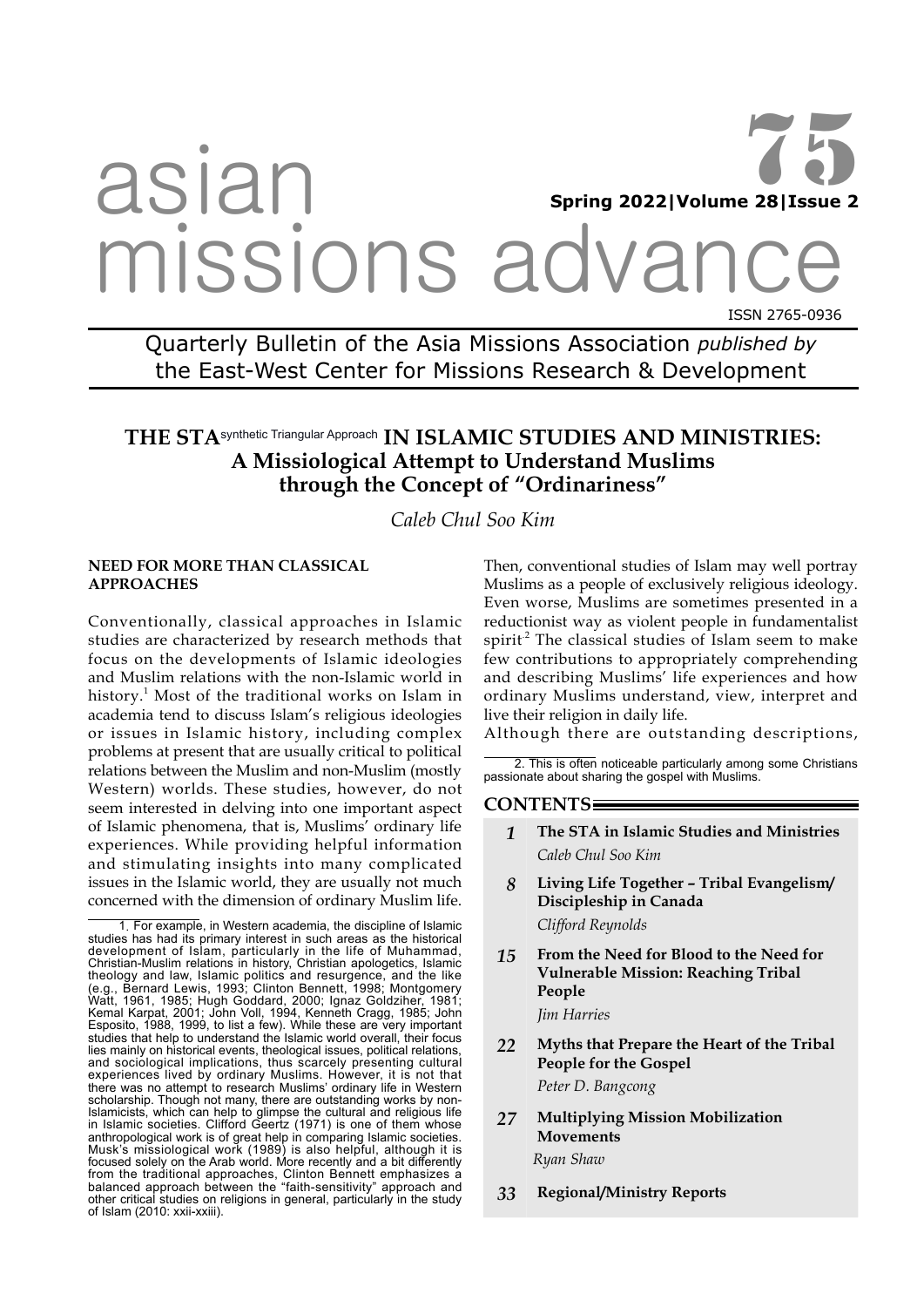# asian missions advance

**75**

**Spring 2022|Volume 28|Issue 2**

ISSN 2765-0936

Quarterly Bulletin of the Asia Missions Association *published by* the East-West Center for Missions Research & Development

## THE STA synthetic Triangular Approach IN ISLAMIC STUDIES AND MINISTRIES: A Missiological Attempt to Understand Muslims through the Concept of "Ordinariness"

*Caleb Chul Soo Kim*

### NEED FOR MORE THAN CLASSICAL APPROACHES

Conventionally, classical approaches in Islamic studies are characterized by research methods that focus on the developments of Islamic ideologies and Muslim relations with the non-Islamic world in history.[1] Most of the traditional works on Islam in academia tend to discuss Islam's religious ideologies or issues in Islamic history, including complex problems at present that are usually critical to political relations between the Muslim and non-Muslim (mostly Western) worlds. These studies, however, do not seem interested in delving into one important aspect of Islamic phenomena, that is, Muslims' ordinary life experiences. While providing helpful information and stimulating insights into many complicated issues in the Islamic world, they are usually not much concerned with the dimension of ordinary Muslim life.

1. For example, in Western academia, the discipline of Islamic studies has had its primary interest in such areas as the historical development of Islam, particularly in the life of Muhammad, Christian-Muslim relations in history, Christian apologetics, Islamic theology and law, Islamic politics and resurgence, and the like (e.g., Bernard Lewis, 1993; Clinton Bennett, 1998; Montgomery Watt, 1961, 1985; Hugh Goddard, 2000; Ignaz Goldziher, 1981; Kemal Karpat, 2001; John Voll, 1994, Kenneth Cragg, 1985; John Esposito, 1988, 1999, to list a few). While these are very important studies that help to understand the Islamic world overall, their focus lies mainly on historical events, theological issues, political relations, and sociological implications, thus scarcely presenting cultural experiences lived by ordinary Muslims. However, it is not that there was no attempt to research Muslims' ordinary life in Western scholarship. Though not many, there are outstanding works by non-Islamicists, which can help to glimpse the cultural and religious life in Islamic societies. Clifford Geertz (1971) is one of them whose anthropological work is of great help in comparing Islamic societies. Musk's missiological work (1989) is also helpful, although it is focused solely on the Arab world. More recently and a bit differently from the traditional approaches, Clinton Bennett emphasizes a balanced approach between the "faith-sensitivity" approach and other critical studies on religions in general, particularly in the study of Islam (2010: xxii-xxiii).

Then, conventional studies of Islam may well portray Muslims as a people of exclusively religious ideology. Even worse, Muslims are sometimes presented in a reductionist way as violent people in fundamentalist spirit.[2] The classical studies of Islam seem to make few contributions to appropriately comprehending and describing Muslims' life experiences and how ordinary Muslims understand, view, interpret and live their religion in daily life.

Although there are outstanding descriptions,

2. This is often noticeable particularly among some Christians passionate about sharing the gospel with Muslims.

### CONTENTS

| | |
|---|---|
| *1* | **The STA in Islamic Studies and Ministries** *Caleb Chul Soo Kim* |
| *8* | **Living Life Together – Tribal Evangelism/ Discipleship in Canada** *Clifford Reynolds* |
| *15* | **From the Need for Blood to the Need for Vulnerable Mission: Reaching Tribal People** *Jim Harries* |
| *22* | **Myths that Prepare the Heart of the Tribal People for the Gospel** *Peter D. Bangcong* |
| *27* | **Multiplying Mission Mobilization Movements** *Ryan Shaw* |
| *33* | **Regional/Ministry Reports** |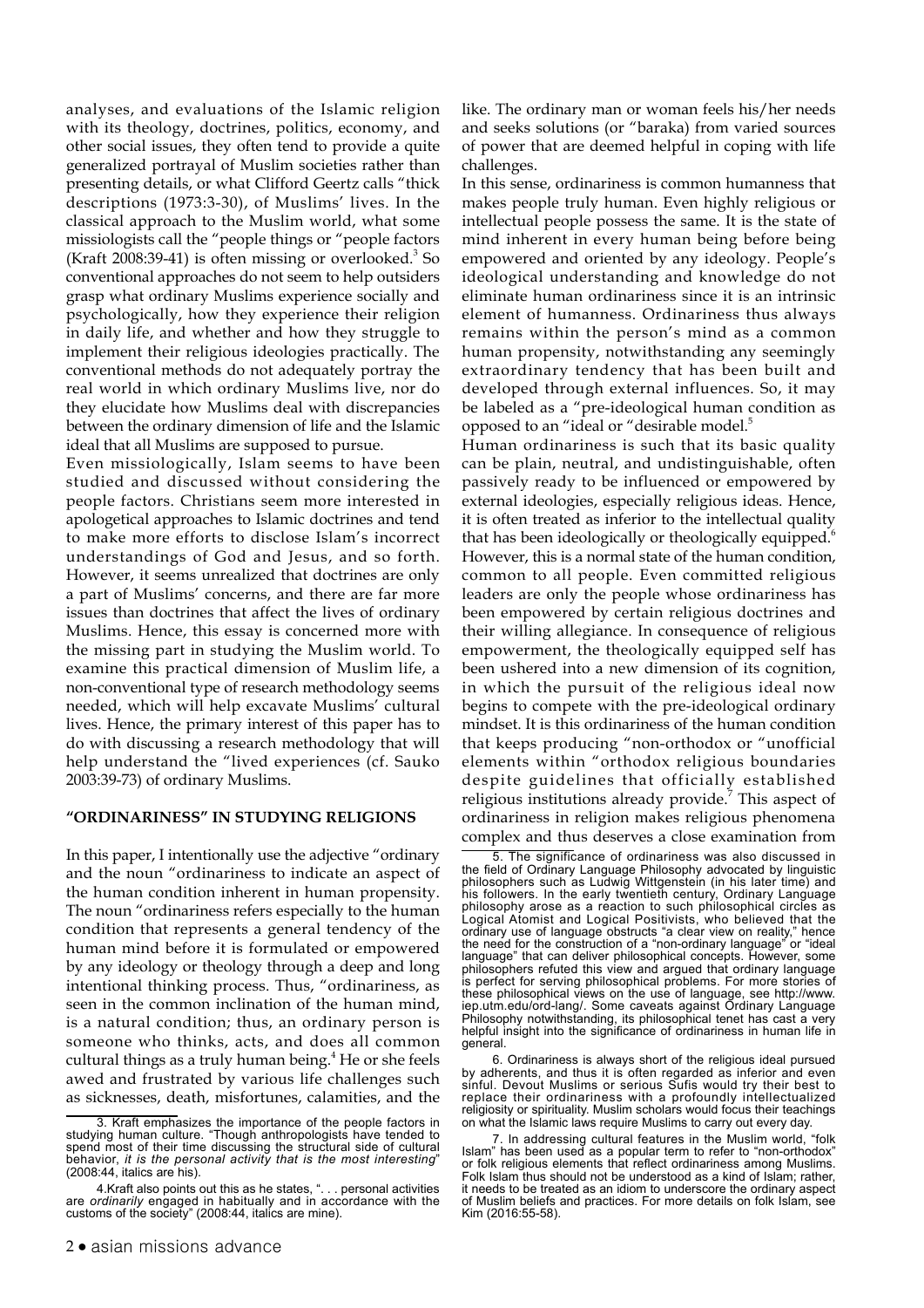analyses, and evaluations of the Islamic religion with its theology, doctrines, politics, economy, and other social issues, they often tend to provide a quite generalized portrayal of Muslim societies rather than presenting details, or what Clifford Geertz calls "thick descriptions (1973:3-30), of Muslims' lives. In the classical approach to the Muslim world, what some missiologists call the "people things or "people factors (Kraft 2008:39-41) is often missing or overlooked.[3] So conventional approaches do not seem to help outsiders grasp what ordinary Muslims experience socially and psychologically, how they experience their religion in daily life, and whether and how they struggle to implement their religious ideologies practically. The conventional methods do not adequately portray the real world in which ordinary Muslims live, nor do they elucidate how Muslims deal with discrepancies between the ordinary dimension of life and the Islamic ideal that all Muslims are supposed to pursue.

Even missiologically, Islam seems to have been studied and discussed without considering the people factors. Christians seem more interested in apologetical approaches to Islamic doctrines and tend to make more efforts to disclose Islam's incorrect understandings of God and Jesus, and so forth. However, it seems unrealized that doctrines are only a part of Muslims' concerns, and there are far more issues than doctrines that affect the lives of ordinary Muslims. Hence, this essay is concerned more with the missing part in studying the Muslim world. To examine this practical dimension of Muslim life, a non-conventional type of research methodology seems needed, which will help excavate Muslims' cultural lives. Hence, the primary interest of this paper has to do with discussing a research methodology that will help understand the "lived experiences (cf. Sauko 2003:39-73) of ordinary Muslims.

## "ORDINARINESS" IN STUDYING RELIGIONS

In this paper, I intentionally use the adjective "ordinary and the noun "ordinariness to indicate an aspect of the human condition inherent in human propensity. The noun "ordinariness refers especially to the human condition that represents a general tendency of the human mind before it is formulated or empowered by any ideology or theology through a deep and long intentional thinking process. Thus, "ordinariness, as seen in the common inclination of the human mind, is a natural condition; thus, an ordinary person is someone who thinks, acts, and does all common cultural things as a truly human being.[4] He or she feels awed and frustrated by various life challenges such as sicknesses, death, misfortunes, calamities, and the like. The ordinary man or woman feels his/her needs and seeks solutions (or "baraka) from varied sources of power that are deemed helpful in coping with life challenges.

In this sense, ordinariness is common humanness that makes people truly human. Even highly religious or intellectual people possess the same. It is the state of mind inherent in every human being before being empowered and oriented by any ideology. People's ideological understanding and knowledge do not eliminate human ordinariness since it is an intrinsic element of humanness. Ordinariness thus always remains within the person's mind as a common human propensity, notwithstanding any seemingly extraordinary tendency that has been built and developed through external influences. So, it may be labeled as a "pre-ideological human condition as opposed to an "ideal or "desirable model.[5]

Human ordinariness is such that its basic quality can be plain, neutral, and undistinguishable, often passively ready to be influenced or empowered by external ideologies, especially religious ideas. Hence, it is often treated as inferior to the intellectual quality that has been ideologically or theologically equipped.[6] However, this is a normal state of the human condition, common to all people. Even committed religious leaders are only the people whose ordinariness has been empowered by certain religious doctrines and their willing allegiance. In consequence of religious empowerment, the theologically equipped self has been ushered into a new dimension of its cognition, in which the pursuit of the religious ideal now begins to compete with the pre-ideological ordinary mindset. It is this ordinariness of the human condition that keeps producing "non-orthodox or "unofficial elements within "orthodox religious boundaries despite guidelines that officially established religious institutions already provide.[7] This aspect of ordinariness in religion makes religious phenomena complex and thus deserves a close examination from

---

3. Kraft emphasizes the importance of the people factors in studying human culture. "Though anthropologists have tended to spend most of their time discussing the structural side of cultural behavior, *it is the personal activity that is the most interesting*" (2008:44, italics are his).

4. Kraft also points out this as he states, ". . . personal activities are *ordinarily* engaged in habitually and in accordance with the customs of the society" (2008:44, italics are mine).

5. The significance of ordinariness was also discussed in the field of Ordinary Language Philosophy advocated by linguistic philosophers such as Ludwig Wittgenstein (in his later time) and his followers. In the early twentieth century, Ordinary Language philosophy arose as a reaction to such philosophical circles as Logical Atomist and Logical Positivists, who believed that the ordinary use of language obstructs "a clear view on reality," hence the need for the construction of a "non-ordinary language" or "ideal language" that can deliver philosophical concepts. However, some philosophers refuted this view and argued that ordinary language is perfect for serving philosophical problems. For more stories of these philosophical views on the use of language, see http://www.iep.utm.edu/ord-lang/. Some caveats against Ordinary Language Philosophy notwithstanding, its philosophical tenet has cast a very helpful insight into the significance of ordinariness in human life in general.

6. Ordinariness is always short of the religious ideal pursued by adherents, and thus it is often regarded as inferior and even sinful. Devout Muslims or serious Sufis would try their best to replace their ordinariness with a profoundly intellectualized religiosity or spirituality. Muslim scholars would focus their teachings on what the Islamic laws require Muslims to carry out every day.

7. In addressing cultural features in the Muslim world, "folk Islam" has been used as a popular term to refer to "non-orthodox" or folk religious elements that reflect ordinariness among Muslims. Folk Islam thus should not be understood as a kind of Islam; rather, it needs to be treated as an idiom to underscore the ordinary aspect of Muslim beliefs and practices. For more details on folk Islam, see Kim (2016:55-58).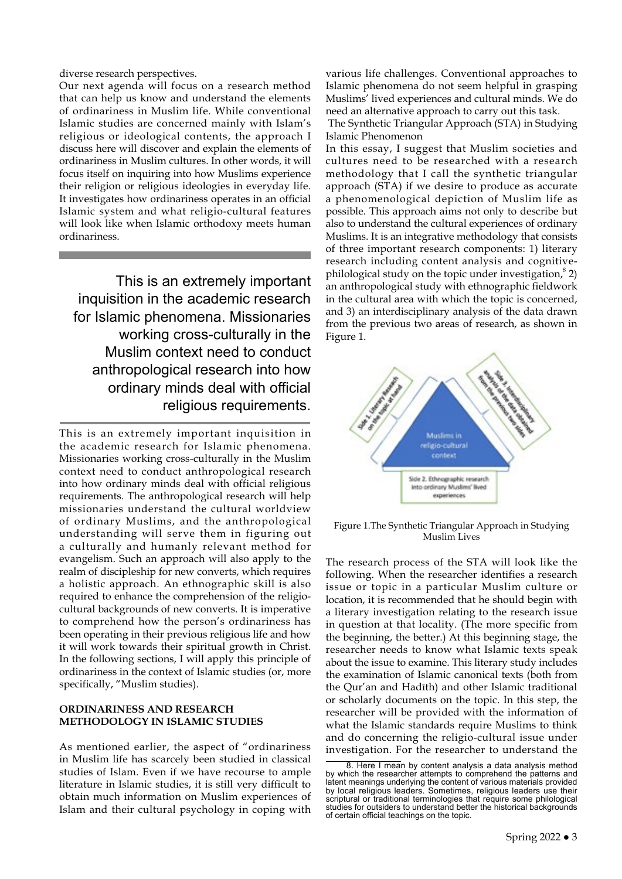diverse research perspectives.

Our next agenda will focus on a research method that can help us know and understand the elements of ordinariness in Muslim life. While conventional Islamic studies are concerned mainly with Islam's religious or ideological contents, the approach I discuss here will discover and explain the elements of ordinariness in Muslim cultures. In other words, it will focus itself on inquiring into how Muslims experience their religion or religious ideologies in everyday life. It investigates how ordinariness operates in an official Islamic system and what religio-cultural features will look like when Islamic orthodoxy meets human ordinariness.

> This is an extremely important inquisition in the academic research for Islamic phenomena. Missionaries working cross-culturally in the Muslim context need to conduct anthropological research into how ordinary minds deal with official religious requirements.

This is an extremely important inquisition in the academic research for Islamic phenomena. Missionaries working cross-culturally in the Muslim context need to conduct anthropological research into how ordinary minds deal with official religious requirements. The anthropological research will help missionaries understand the cultural worldview of ordinary Muslims, and the anthropological understanding will serve them in figuring out a culturally and humanly relevant method for evangelism. Such an approach will also apply to the realm of discipleship for new converts, which requires a holistic approach. An ethnographic skill is also required to enhance the comprehension of the religio-cultural backgrounds of new converts. It is imperative to comprehend how the person's ordinariness has been operating in their previous religious life and how it will work towards their spiritual growth in Christ. In the following sections, I will apply this principle of ordinariness in the context of Islamic studies (or, more specifically, "Muslim studies).

## ORDINARINESS AND RESEARCH METHODOLOGY IN ISLAMIC STUDIES

As mentioned earlier, the aspect of "ordinariness in Muslim life has scarcely been studied in classical studies of Islam. Even if we have recourse to ample literature in Islamic studies, it is still very difficult to obtain much information on Muslim experiences of Islam and their cultural psychology in coping with various life challenges. Conventional approaches to Islamic phenomena do not seem helpful in grasping Muslims' lived experiences and cultural minds. We do need an alternative approach to carry out this task.

### The Synthetic Triangular Approach (STA) in Studying Islamic Phenomenon

In this essay, I suggest that Muslim societies and cultures need to be researched with a research methodology that I call the synthetic triangular approach (STA) if we desire to produce as accurate a phenomenological depiction of Muslim life as possible. This approach aims not only to describe but also to understand the cultural experiences of ordinary Muslims. It is an integrative methodology that consists of three important research components: 1) literary research including content analysis and cognitive-philological study on the topic under investigation,[8] 2) an anthropological study with ethnographic fieldwork in the cultural area with which the topic is concerned, and 3) an interdisciplinary analysis of the data drawn from the previous two areas of research, as shown in Figure 1.

Figure 1.The Synthetic Triangular Approach in Studying Muslim Lives

The research process of the STA will look like the following. When the researcher identifies a research issue or topic in a particular Muslim culture or location, it is recommended that he should begin with a literary investigation relating to the research issue in question at that locality. (The more specific from the beginning, the better.) At this beginning stage, the researcher needs to know what Islamic texts speak about the issue to examine. This literary study includes the examination of Islamic canonical texts (both from the Qur'an and Hadīth) and other Islamic traditional or scholarly documents on the topic. In this step, the researcher will be provided with the information of what the Islamic standards require Muslims to think and do concerning the religio-cultural issue under investigation. For the researcher to understand the

8. Here I mean by content analysis a data analysis method by which the researcher attempts to comprehend the patterns and latent meanings underlying the content of various materials provided by local religious leaders. Sometimes, religious leaders use their scriptural or traditional terminologies that require some philological studies for outsiders to understand better the historical backgrounds of certain official teachings on the topic.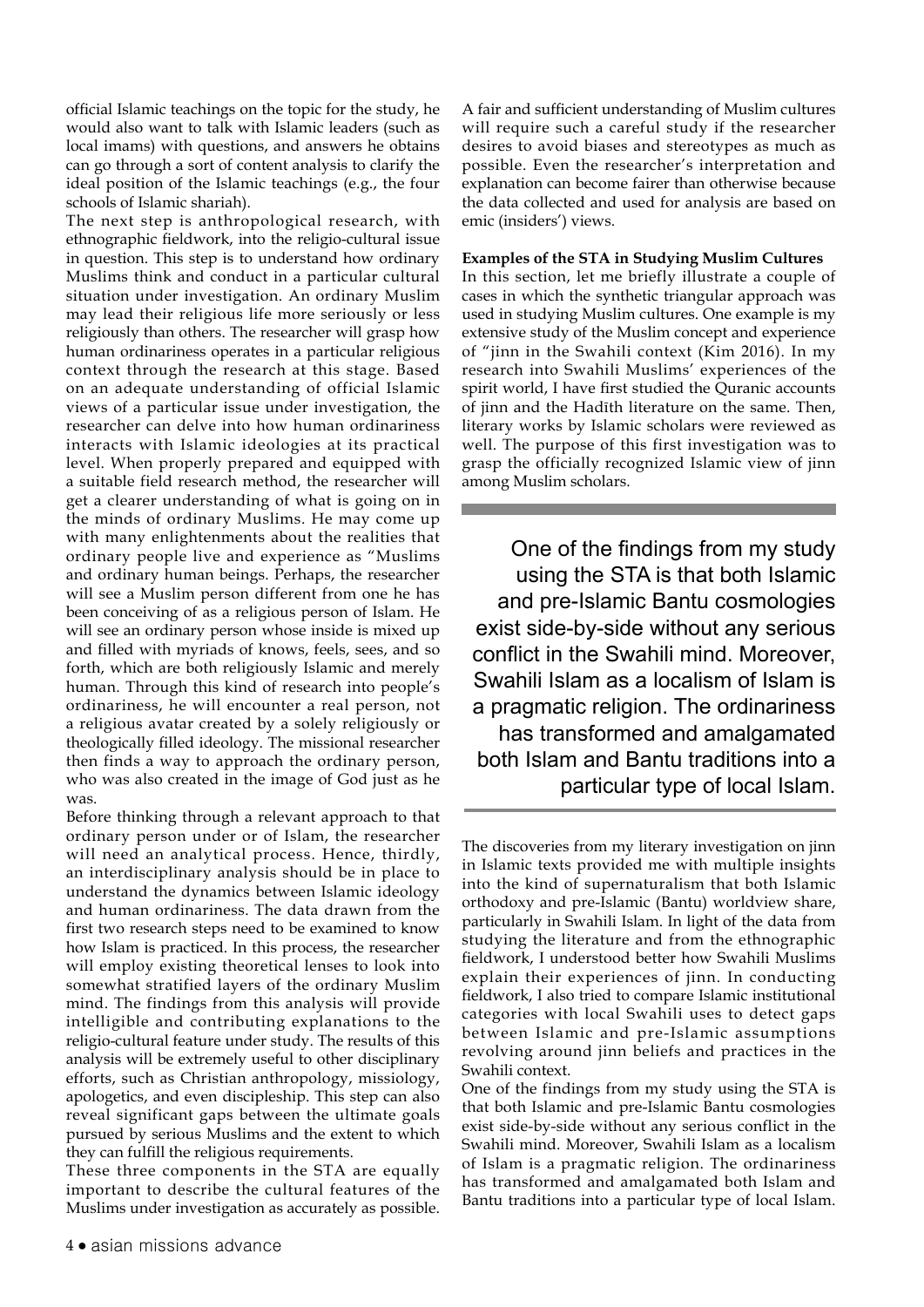official Islamic teachings on the topic for the study, he would also want to talk with Islamic leaders (such as local imams) with questions, and answers he obtains can go through a sort of content analysis to clarify the ideal position of the Islamic teachings (e.g., the four schools of Islamic shariah).

The next step is anthropological research, with ethnographic fieldwork, into the religio-cultural issue in question. This step is to understand how ordinary Muslims think and conduct in a particular cultural situation under investigation. An ordinary Muslim may lead their religious life more seriously or less religiously than others. The researcher will grasp how human ordinariness operates in a particular religious context through the research at this stage. Based on an adequate understanding of official Islamic views of a particular issue under investigation, the researcher can delve into how human ordinariness interacts with Islamic ideologies at its practical level. When properly prepared and equipped with a suitable field research method, the researcher will get a clearer understanding of what is going on in the minds of ordinary Muslims. He may come up with many enlightenments about the realities that ordinary people live and experience as "Muslims and ordinary human beings. Perhaps, the researcher will see a Muslim person different from one he has been conceiving of as a religious person of Islam. He will see an ordinary person whose inside is mixed up and filled with myriads of knows, feels, sees, and so forth, which are both religiously Islamic and merely human. Through this kind of research into people's ordinariness, he will encounter a real person, not a religious avatar created by a solely religiously or theologically filled ideology. The missional researcher then finds a way to approach the ordinary person, who was also created in the image of God just as he was.

Before thinking through a relevant approach to that ordinary person under or of Islam, the researcher will need an analytical process. Hence, thirdly, an interdisciplinary analysis should be in place to understand the dynamics between Islamic ideology and human ordinariness. The data drawn from the first two research steps need to be examined to know how Islam is practiced. In this process, the researcher will employ existing theoretical lenses to look into somewhat stratified layers of the ordinary Muslim mind. The findings from this analysis will provide intelligible and contributing explanations to the religio-cultural feature under study. The results of this analysis will be extremely useful to other disciplinary efforts, such as Christian anthropology, missiology, apologetics, and even discipleship. This step can also reveal significant gaps between the ultimate goals pursued by serious Muslims and the extent to which they can fulfill the religious requirements.

These three components in the STA are equally important to describe the cultural features of the Muslims under investigation as accurately as possible. A fair and sufficient understanding of Muslim cultures will require such a careful study if the researcher desires to avoid biases and stereotypes as much as possible. Even the researcher's interpretation and explanation can become fairer than otherwise because the data collected and used for analysis are based on emic (insiders') views.

**Examples of the STA in Studying Muslim Cultures**

In this section, let me briefly illustrate a couple of cases in which the synthetic triangular approach was used in studying Muslim cultures. One example is my extensive study of the Muslim concept and experience of "jinn in the Swahili context (Kim 2016). In my research into Swahili Muslims' experiences of the spirit world, I have first studied the Quranic accounts of jinn and the Hadīth literature on the same. Then, literary works by Islamic scholars were reviewed as well. The purpose of this first investigation was to grasp the officially recognized Islamic view of jinn among Muslim scholars.

> One of the findings from my study using the STA is that both Islamic and pre-Islamic Bantu cosmologies exist side-by-side without any serious conflict in the Swahili mind. Moreover, Swahili Islam as a localism of Islam is a pragmatic religion. The ordinariness has transformed and amalgamated both Islam and Bantu traditions into a particular type of local Islam.

The discoveries from my literary investigation on jinn in Islamic texts provided me with multiple insights into the kind of supernaturalism that both Islamic orthodoxy and pre-Islamic (Bantu) worldview share, particularly in Swahili Islam. In light of the data from studying the literature and from the ethnographic fieldwork, I understood better how Swahili Muslims explain their experiences of jinn. In conducting fieldwork, I also tried to compare Islamic institutional categories with local Swahili uses to detect gaps between Islamic and pre-Islamic assumptions revolving around jinn beliefs and practices in the Swahili context.

One of the findings from my study using the STA is that both Islamic and pre-Islamic Bantu cosmologies exist side-by-side without any serious conflict in the Swahili mind. Moreover, Swahili Islam as a localism of Islam is a pragmatic religion. The ordinariness has transformed and amalgamated both Islam and Bantu traditions into a particular type of local Islam.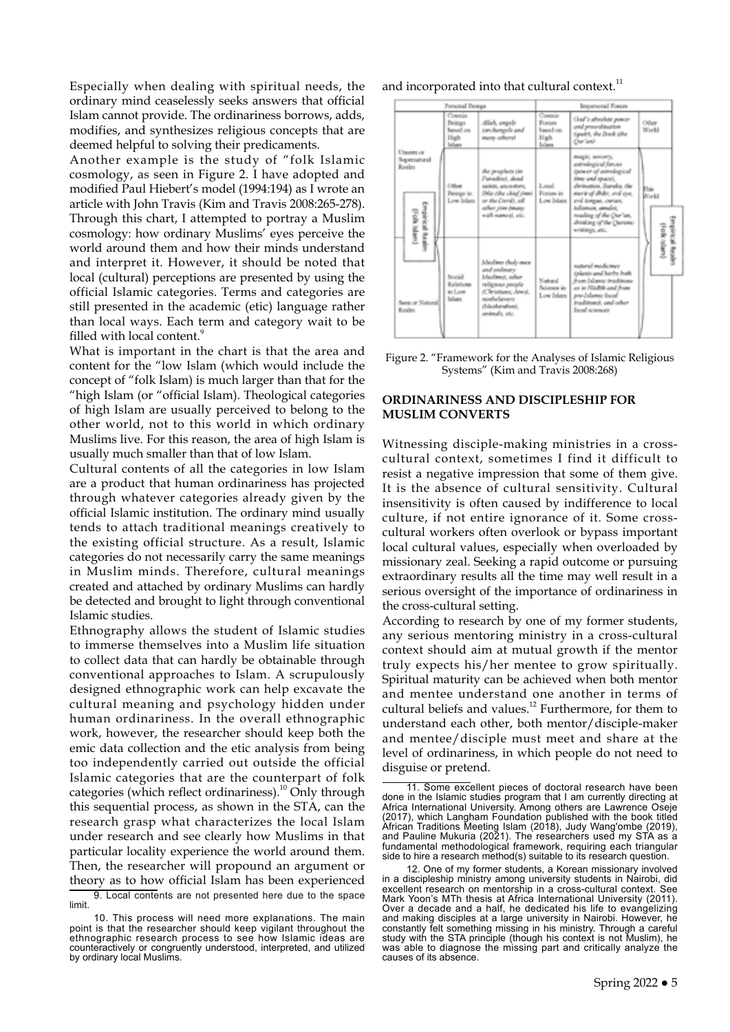Especially when dealing with spiritual needs, the ordinary mind ceaselessly seeks answers that official Islam cannot provide. The ordinariness borrows, adds, modifies, and synthesizes religious concepts that are deemed helpful to solving their predicaments.

Another example is the study of "folk Islamic cosmology, as seen in Figure 2. I have adopted and modified Paul Hiebert's model (1994:194) as I wrote an article with John Travis (Kim and Travis 2008:265-278). Through this chart, I attempted to portray a Muslim cosmology: how ordinary Muslims' eyes perceive the world around them and how their minds understand and interpret it. However, it should be noted that local (cultural) perceptions are presented by using the official Islamic categories. Terms and categories are still presented in the academic (etic) language rather than local ways. Each term and category wait to be filled with local content.[9]

What is important in the chart is that the area and content for the "low Islam (which would include the concept of "folk Islam) is much larger than that for the "high Islam (or "official Islam). Theological categories of high Islam are usually perceived to belong to the other world, not to this world in which ordinary Muslims live. For this reason, the area of high Islam is usually much smaller than that of low Islam.

Cultural contents of all the categories in low Islam are a product that human ordinariness has projected through whatever categories already given by the official Islamic institution. The ordinary mind usually tends to attach traditional meanings creatively to the existing official structure. As a result, Islamic categories do not necessarily carry the same meanings in Muslim minds. Therefore, cultural meanings created and attached by ordinary Muslims can hardly be detected and brought to light through conventional Islamic studies.

Ethnography allows the student of Islamic studies to immerse themselves into a Muslim life situation to collect data that can hardly be obtainable through conventional approaches to Islam. A scrupulously designed ethnographic work can help excavate the cultural meaning and psychology hidden under human ordinariness. In the overall ethnographic work, however, the researcher should keep both the emic data collection and the etic analysis from being too independently carried out outside the official Islamic categories that are the counterpart of folk categories (which reflect ordinariness).[10] Only through this sequential process, as shown in the STA, can the research grasp what characterizes the local Islam under research and see clearly how Muslims in that particular locality experience the world around them. Then, the researcher will propound an argument or theory as to how official Islam has been experienced and incorporated into that cultural context.[11]

| | Personal Beings | | Impersonal Forces | | |
|---|---|---|---|---|---|
| Unseen or Supernatural Realm | Cosmic Beings based on High Islam | Allah, angels (archangels and many others) | Cosmic Forces based on High Islam | God's absolute power and preordination (qadr), the Book (the Qur'an) | Other World |
| Empirical Realm (Folk Islam) | Other Beings in Low Islam | the prophets (in Paradise), dead saints, ancestors, Iblis (the chief jinn) or the Devil, all other jinn (many with names), etc. | Local Forces in Low Islam | magic, sorcery, astrological forces (power of astrological time and space), divination, Baraka, the merit of dhikr, evil eye, evil tongue, curses, talisman, amulet, reading of the Qur'an, drinking of the Quranic writings, etc. | This World — Empirical Realm (Folk Islam) |
| Seen or Natural Realm | Social Relations in Low Islam | Muslims (holy men and ordinary Muslims), other religious people (Christians, Jews), nonbelievers (Mushrikun), animals, etc. | Natural Science in Low Islam | natural medicines (plants and herbs both from Islamic traditions as in Hadith and from pre-Islamic local traditions), and other local sciences | |

Figure 2. "Framework for the Analyses of Islamic Religious Systems" (Kim and Travis 2008:268)

## ORDINARINESS AND DISCIPLESHIP FOR MUSLIM CONVERTS

Witnessing disciple-making ministries in a cross-cultural context, sometimes I find it difficult to resist a negative impression that some of them give. It is the absence of cultural sensitivity. Cultural insensitivity is often caused by indifference to local culture, if not entire ignorance of it. Some cross-cultural workers often overlook or bypass important local cultural values, especially when overloaded by missionary zeal. Seeking a rapid outcome or pursuing extraordinary results all the time may well result in a serious oversight of the importance of ordinariness in the cross-cultural setting.

According to research by one of my former students, any serious mentoring ministry in a cross-cultural context should aim at mutual growth if the mentor truly expects his/her mentee to grow spiritually. Spiritual maturity can be achieved when both mentor and mentee understand one another in terms of cultural beliefs and values.[12] Furthermore, for them to understand each other, both mentor/disciple-maker and mentee/disciple must meet and share at the level of ordinariness, in which people do not need to disguise or pretend.

---

9. Local contents are not presented here due to the space limit.

10. This process will need more explanations. The main point is that the researcher should keep vigilant throughout the ethnographic research process to see how Islamic ideas are counteractively or congruently understood, interpreted, and utilized by ordinary local Muslims.

11. Some excellent pieces of doctoral research have been done in the Islamic studies program that I am currently directing at Africa International University. Among others are Lawrence Oseje (2017), which Langham Foundation published with the book titled African Traditions Meeting Islam (2018), Judy Wang'ombe (2019), and Pauline Mukuria (2021). The researchers used my STA as a fundamental methodological framework, requiring each triangular side to hire a research method(s) suitable to its research question.

12. One of my former students, a Korean missionary involved in a discipleship ministry among university students in Nairobi, did excellent research on mentorship in a cross-cultural context. See Mark Yoon's MTh thesis at Africa International University (2011). Over a decade and a half, he dedicated his life to evangelizing and making disciples at a large university in Nairobi. However, he constantly felt something missing in his ministry. Through a careful study with the STA principle (though his context is not Muslim), he was able to diagnose the missing part and critically analyze the causes of its absence.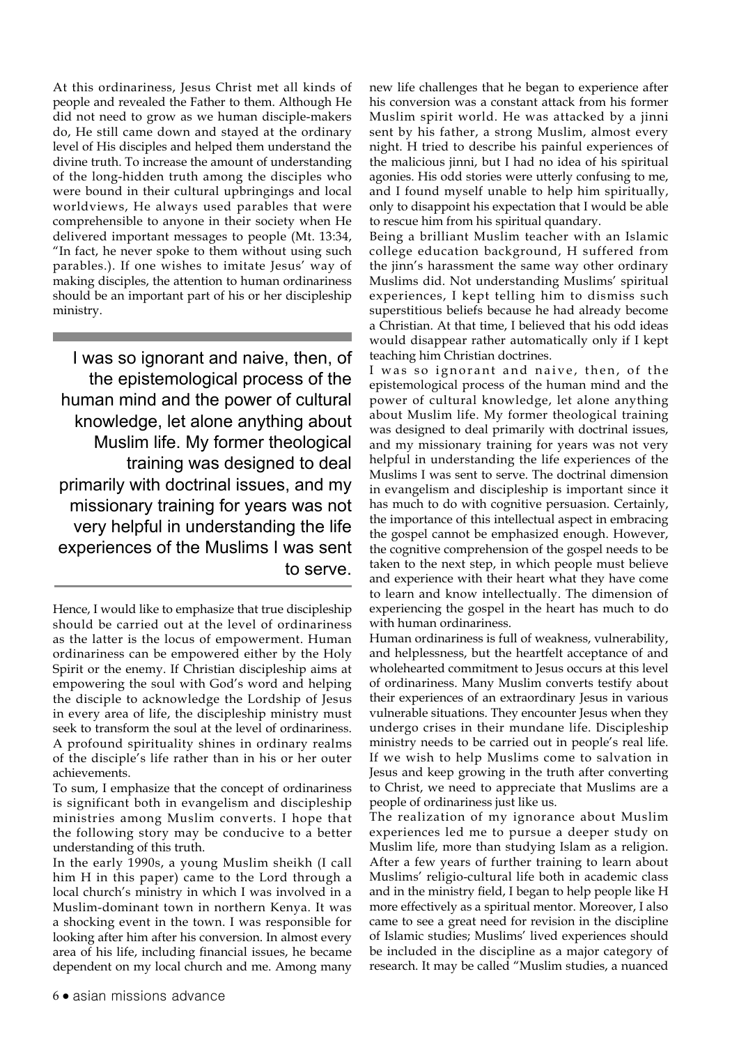At this ordinariness, Jesus Christ met all kinds of people and revealed the Father to them. Although He did not need to grow as we human disciple-makers do, He still came down and stayed at the ordinary level of His disciples and helped them understand the divine truth. To increase the amount of understanding of the long-hidden truth among the disciples who were bound in their cultural upbringings and local worldviews, He always used parables that were comprehensible to anyone in their society when He delivered important messages to people (Mt. 13:34, "In fact, he never spoke to them without using such parables.). If one wishes to imitate Jesus' way of making disciples, the attention to human ordinariness should be an important part of his or her discipleship ministry.

> I was so ignorant and naive, then, of the epistemological process of the human mind and the power of cultural knowledge, let alone anything about Muslim life. My former theological training was designed to deal primarily with doctrinal issues, and my missionary training for years was not very helpful in understanding the life experiences of the Muslims I was sent to serve.

Hence, I would like to emphasize that true discipleship should be carried out at the level of ordinariness as the latter is the locus of empowerment. Human ordinariness can be empowered either by the Holy Spirit or the enemy. If Christian discipleship aims at empowering the soul with God's word and helping the disciple to acknowledge the Lordship of Jesus in every area of life, the discipleship ministry must seek to transform the soul at the level of ordinariness. A profound spirituality shines in ordinary realms of the disciple's life rather than in his or her outer achievements.

To sum, I emphasize that the concept of ordinariness is significant both in evangelism and discipleship ministries among Muslim converts. I hope that the following story may be conducive to a better understanding of this truth.

In the early 1990s, a young Muslim sheikh (I call him H in this paper) came to the Lord through a local church's ministry in which I was involved in a Muslim-dominant town in northern Kenya. It was a shocking event in the town. I was responsible for looking after him after his conversion. In almost every area of his life, including financial issues, he became dependent on my local church and me. Among many new life challenges that he began to experience after his conversion was a constant attack from his former Muslim spirit world. He was attacked by a jinni sent by his father, a strong Muslim, almost every night. H tried to describe his painful experiences of the malicious jinni, but I had no idea of his spiritual agonies. His odd stories were utterly confusing to me, and I found myself unable to help him spiritually, only to disappoint his expectation that I would be able to rescue him from his spiritual quandary.

Being a brilliant Muslim teacher with an Islamic college education background, H suffered from the jinn's harassment the same way other ordinary Muslims did. Not understanding Muslims' spiritual experiences, I kept telling him to dismiss such superstitious beliefs because he had already become a Christian. At that time, I believed that his odd ideas would disappear rather automatically only if I kept teaching him Christian doctrines.

I was so ignorant and naive, then, of the epistemological process of the human mind and the power of cultural knowledge, let alone anything about Muslim life. My former theological training was designed to deal primarily with doctrinal issues, and my missionary training for years was not very helpful in understanding the life experiences of the Muslims I was sent to serve. The doctrinal dimension in evangelism and discipleship is important since it has much to do with cognitive persuasion. Certainly, the importance of this intellectual aspect in embracing the gospel cannot be emphasized enough. However, the cognitive comprehension of the gospel needs to be taken to the next step, in which people must believe and experience with their heart what they have come to learn and know intellectually. The dimension of experiencing the gospel in the heart has much to do with human ordinariness.

Human ordinariness is full of weakness, vulnerability, and helplessness, but the heartfelt acceptance of and wholehearted commitment to Jesus occurs at this level of ordinariness. Many Muslim converts testify about their experiences of an extraordinary Jesus in various vulnerable situations. They encounter Jesus when they undergo crises in their mundane life. Discipleship ministry needs to be carried out in people's real life. If we wish to help Muslims come to salvation in Jesus and keep growing in the truth after converting to Christ, we need to appreciate that Muslims are a people of ordinariness just like us.

The realization of my ignorance about Muslim experiences led me to pursue a deeper study on Muslim life, more than studying Islam as a religion. After a few years of further training to learn about Muslims' religio-cultural life both in academic class and in the ministry field, I began to help people like H more effectively as a spiritual mentor. Moreover, I also came to see a great need for revision in the discipline of Islamic studies; Muslims' lived experiences should be included in the discipline as a major category of research. It may be called "Muslim studies, a nuanced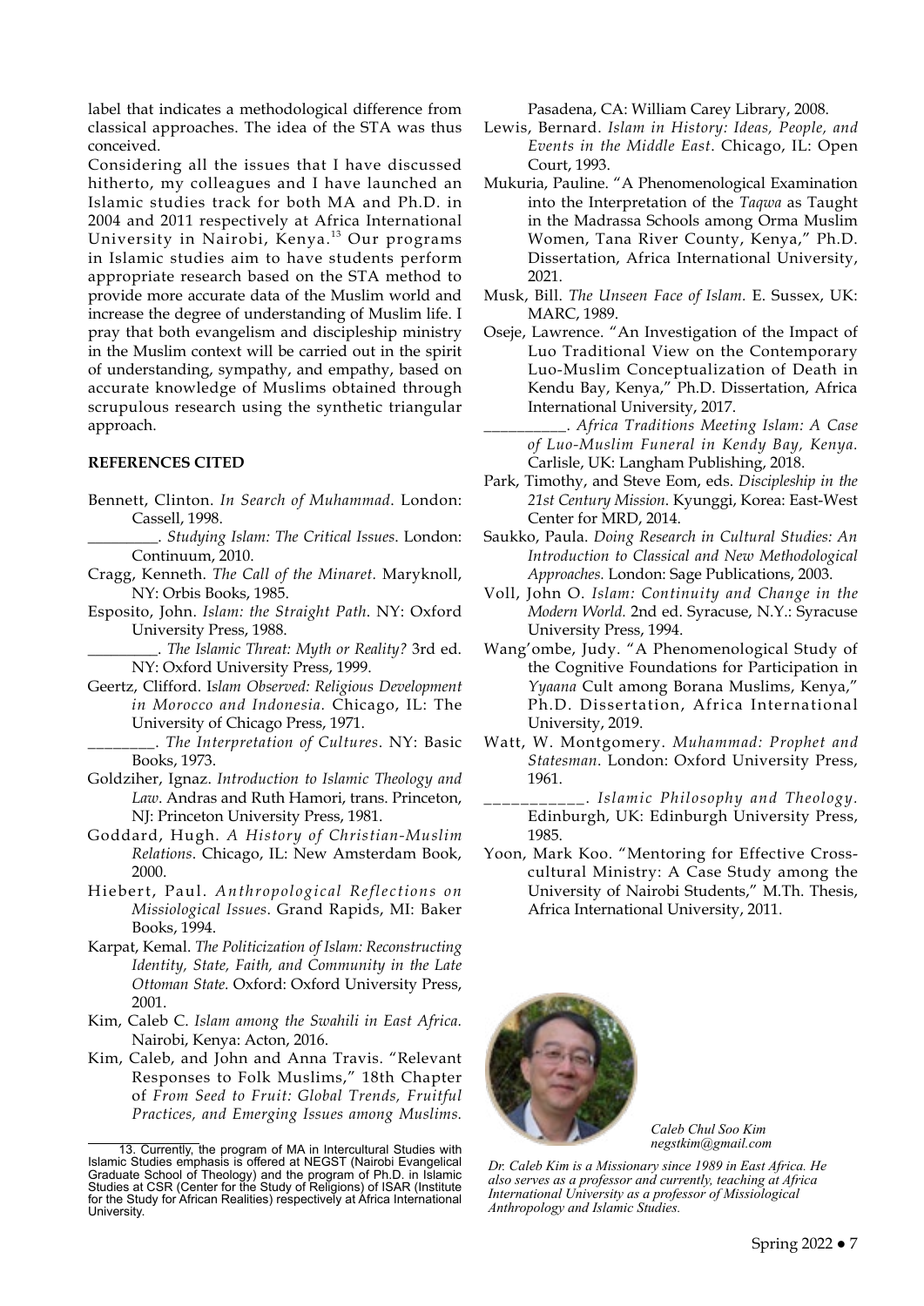label that indicates a methodological difference from classical approaches. The idea of the STA was thus conceived.

Considering all the issues that I have discussed hitherto, my colleagues and I have launched an Islamic studies track for both MA and Ph.D. in 2004 and 2011 respectively at Africa International University in Nairobi, Kenya.[13] Our programs in Islamic studies aim to have students perform appropriate research based on the STA method to provide more accurate data of the Muslim world and increase the degree of understanding of Muslim life. I pray that both evangelism and discipleship ministry in the Muslim context will be carried out in the spirit of understanding, sympathy, and empathy, based on accurate knowledge of Muslims obtained through scrupulous research using the synthetic triangular approach.

**REFERENCES CITED**

Bennett, Clinton. *In Search of Muhammad*. London: Cassell, 1998.

_________. *Studying Islam: The Critical Issues.* London: Continuum, 2010.

Cragg, Kenneth. *The Call of the Minaret.* Maryknoll, NY: Orbis Books, 1985.

Esposito, John. *Islam: the Straight Path*. NY: Oxford University Press, 1988.

_________. *The Islamic Threat: Myth or Reality?* 3rd ed. NY: Oxford University Press, 1999.

Geertz, Clifford. I*slam Observed: Religious Development in Morocco and Indonesia.* Chicago, IL: The University of Chicago Press, 1971.

________. *The Interpretation of Cultures*. NY: Basic Books, 1973.

Goldziher, Ignaz. *Introduction to Islamic Theology and Law*. Andras and Ruth Hamori, trans. Princeton, NJ: Princeton University Press, 1981.

Goddard, Hugh. *A History of Christian-Muslim Relations*. Chicago, IL: New Amsterdam Book, 2000.

Hiebert, Paul. *Anthropological Reflections on Missiological Issues*. Grand Rapids, MI: Baker Books, 1994.

Karpat, Kemal. *The Politicization of Islam: Reconstructing Identity, State, Faith, and Community in the Late Ottoman State.* Oxford: Oxford University Press, 2001.

Kim, Caleb C. *Islam among the Swahili in East Africa.* Nairobi, Kenya: Acton, 2016.

Kim, Caleb, and John and Anna Travis. "Relevant Responses to Folk Muslims," 18th Chapter of *From Seed to Fruit: Global Trends, Fruitful Practices, and Emerging Issues among Muslims.* Pasadena, CA: William Carey Library, 2008.

Lewis, Bernard. *Islam in History: Ideas, People, and Events in the Middle East*. Chicago, IL: Open Court, 1993.

Mukuria, Pauline. "A Phenomenological Examination into the Interpretation of the *Taqwa* as Taught in the Madrassa Schools among Orma Muslim Women, Tana River County, Kenya," Ph.D. Dissertation, Africa International University, 2021.

Musk, Bill. *The Unseen Face of Islam*. E. Sussex, UK: MARC, 1989.

Oseje, Lawrence. "An Investigation of the Impact of Luo Traditional View on the Contemporary Luo-Muslim Conceptualization of Death in Kendu Bay, Kenya," Ph.D. Dissertation, Africa International University, 2017.

__________. *Africa Traditions Meeting Islam: A Case of Luo-Muslim Funeral in Kendy Bay, Kenya.* Carlisle, UK: Langham Publishing, 2018.

Park, Timothy, and Steve Eom, eds. *Discipleship in the 21st Century Mission*. Kyunggi, Korea: East-West Center for MRD, 2014.

Saukko, Paula. *Doing Research in Cultural Studies: An Introduction to Classical and New Methodological Approaches.* London: Sage Publications, 2003.

Voll, John O. *Islam: Continuity and Change in the Modern World.* 2nd ed. Syracuse, N.Y.: Syracuse University Press, 1994.

Wang'ombe, Judy. "A Phenomenological Study of the Cognitive Foundations for Participation in *Yyaana* Cult among Borana Muslims, Kenya," Ph.D. Dissertation, Africa International University, 2019.

Watt, W. Montgomery. *Muhammad: Prophet and Statesman*. London: Oxford University Press, 1961.

___________. *Islamic Philosophy and Theology.* Edinburgh, UK: Edinburgh University Press, 1985.

Yoon, Mark Koo. "Mentoring for Effective Cross-cultural Ministry: A Case Study among the University of Nairobi Students," M.Th. Thesis, Africa International University, 2011.

*Caleb Chul Soo Kim*
*negstkim@gmail.com*

*Dr. Caleb Kim is a Missionary since 1989 in East Africa. He also serves as a professor and currently, teaching at Africa International University as a professor of Missiological Anthropology and Islamic Studies.*

13. Currently, the program of MA in Intercultural Studies with Islamic Studies emphasis is offered at NEGST (Nairobi Evangelical Graduate School of Theology) and the program of Ph.D. in Islamic Studies at CSR (Center for the Study of Religions) of ISAR (Institute for the Study for African Realities) respectively at Africa International University.